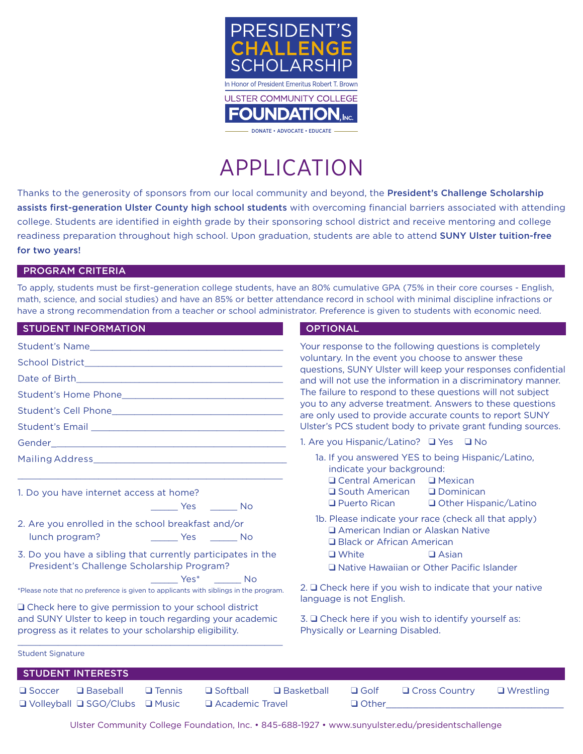# PRESIDENT'S CHALLENGE SCHOLARSHIP

In Honor of President Emeritus Robert T. Brown

ULSTER COMMUNITY COLLEGE FOUNDATION, Inc.

DONATE • ADVOCATE • EDUCATE

# APPLICATION

Thanks to the generosity of sponsors from our local community and beyond, the **President's Challenge Scholarship assists first-generation Ulster County high school students** with overcoming financial barriers associated with attending college. Students are identified in eighth grade by their sponsoring school district and receive mentoring and college readiness preparation throughout high school. Upon graduation, students are able to attend **SUNY Ulster tuition-free for two years!**

## PROGRAM CRITERIA

To apply, students must be first-generation college students, have an 80% cumulative GPA (75% in their core courses - English, math, science, and social studies) and have an 85% or better attendance record in school with minimal discipline infractions or have a strong recommendation from a teacher or school administrator. Preference is given to students with economic need.

## STUDENT INFORMATION

Student's Name\_\_\_\_\_\_\_\_\_\_\_\_\_\_\_\_\_\_\_\_\_\_\_\_\_\_\_\_\_\_\_\_\_\_\_\_

School District\_\_\_\_\_\_\_\_\_\_\_\_\_\_\_\_\_\_\_\_\_\_\_\_\_\_\_\_\_\_\_\_\_\_\_\_

Date of Birth\_\_\_\_\_\_\_\_\_\_\_\_\_\_\_\_\_\_\_\_\_\_\_\_\_\_\_\_\_\_\_\_\_\_\_\_

Student's Home Phone\_\_\_\_\_\_\_\_\_\_\_\_\_\_\_\_\_\_\_\_\_\_\_\_\_\_\_\_\_\_

Student's Cell Phone\_\_\_\_\_\_\_\_\_\_\_\_\_\_\_\_\_\_\_\_\_\_\_\_\_\_\_\_\_\_

Student's Email \_\_\_\_\_\_\_\_\_\_\_\_\_\_\_\_\_\_\_\_\_\_\_\_\_\_\_\_\_\_\_\_\_\_

Gender\_\_\_\_\_\_\_\_\_\_\_\_\_\_\_\_\_\_\_\_\_\_\_\_\_\_\_\_\_\_\_\_\_\_\_\_\_\_\_\_\_\_

Mailing Address\_\_\_\_\_\_\_\_\_\_\_\_\_\_\_\_\_\_\_\_\_\_\_\_\_\_\_\_\_\_\_\_\_\_\_

\_\_\_\_\_\_\_\_\_\_\_\_\_\_\_\_\_\_\_\_\_\_\_\_\_\_\_\_\_\_\_\_\_\_\_\_\_\_\_\_\_\_\_\_\_\_\_\_

1. Do you have internet access at home?
   \_\_\_\_\_ Yes \_\_\_\_\_ No

2. Are you enrolled in the school breakfast and/or lunch program? \_\_\_\_\_ Yes \_\_\_\_\_ No

3. Do you have a sibling that currently participates in the President's Challenge Scholarship Program?
   \_\_\_\_\_ Yes* \_\_\_\_\_ No

*Please note that no preference is given to applicants with siblings in the program.

❑ Check here to give permission to your school district and SUNY Ulster to keep in touch regarding your academic progress as it relates to your scholarship eligibility.

\_\_\_\_\_\_\_\_\_\_\_\_\_\_\_\_\_\_\_\_\_\_\_\_\_\_\_\_\_\_\_\_\_\_\_\_\_\_\_\_\_\_\_\_\_\_\_\_

Student Signature

## OPTIONAL

Your response to the following questions is completely voluntary. In the event you choose to answer these questions, SUNY Ulster will keep your responses confidential and will not use the information in a discriminatory manner. The failure to respond to these questions will not subject you to any adverse treatment. Answers to these questions are only used to provide accurate counts to report SUNY Ulster's PCS student body to private grant funding sources.

1. Are you Hispanic/Latino? ❑ Yes ❑ No

   1a. If you answered YES to being Hispanic/Latino, indicate your background:
   - ❑ Central American
   - ❑ Mexican
   - ❑ South American
   - ❑ Dominican
   - ❑ Puerto Rican
   - ❑ Other Hispanic/Latino

   1b. Please indicate your race (check all that apply)
   - ❑ American Indian or Alaskan Native
   - ❑ Black or African American
   - ❑ White
   - ❑ Asian
   - ❑ Native Hawaiian or Other Pacific Islander

2. ❑ Check here if you wish to indicate that your native language is not English.

3. ❑ Check here if you wish to identify yourself as: Physically or Learning Disabled.

## STUDENT INTERESTS

❑ Soccer ❑ Baseball ❑ Tennis ❑ Softball ❑ Basketball ❑ Golf ❑ Cross Country ❑ Wrestling
❑ Volleyball ❑ SGO/Clubs ❑ Music ❑ Academic Travel ❑ Other\_\_\_\_\_\_\_\_\_\_\_\_\_\_\_\_\_\_\_\_\_\_\_\_\_\_

Ulster Community College Foundation, Inc. • 845-688-1927 • www.sunyulster.edu/presidentschallenge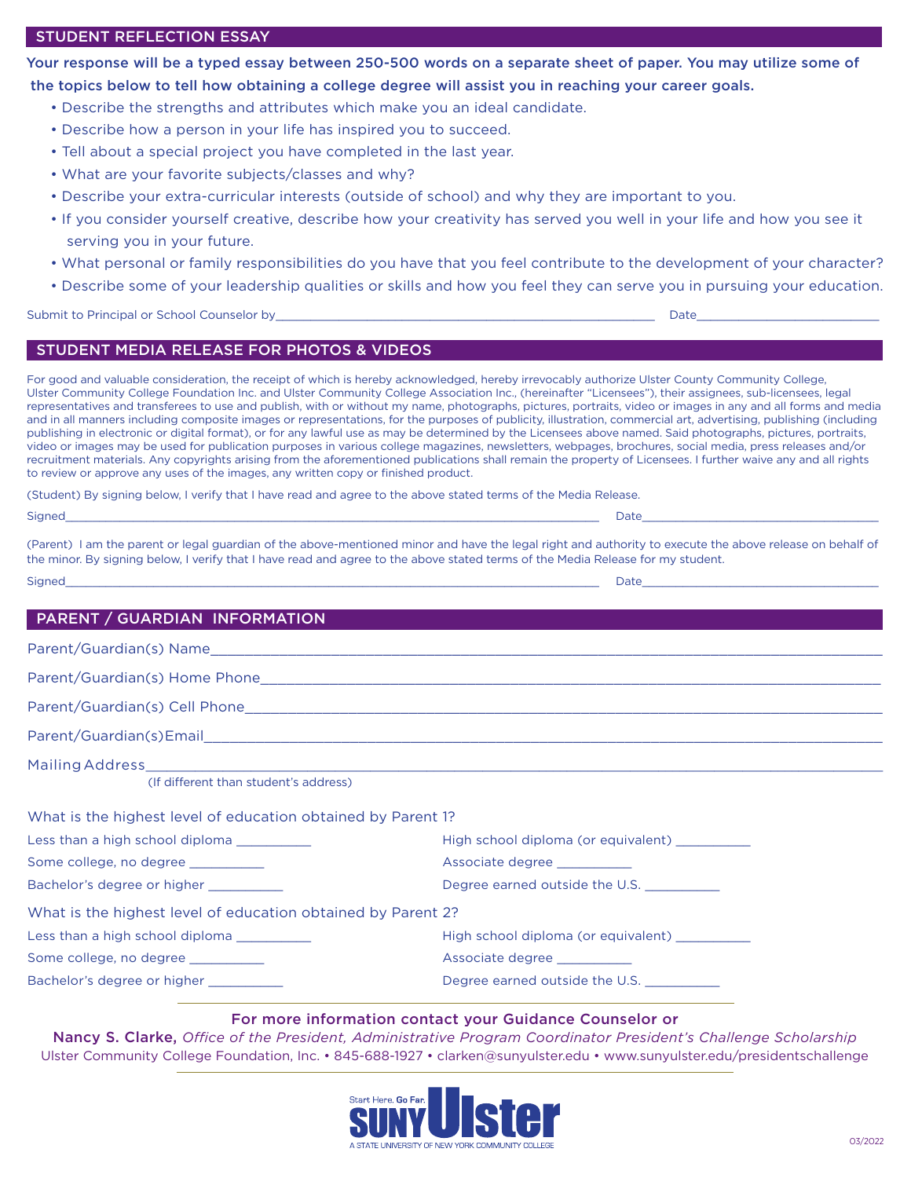## STUDENT REFLECTION ESSAY

**Your response will be a typed essay between 250-500 words on a separate sheet of paper. You may utilize some of the topics below to tell how obtaining a college degree will assist you in reaching your career goals.**

- Describe the strengths and attributes which make you an ideal candidate.
- Describe how a person in your life has inspired you to succeed.
- Tell about a special project you have completed in the last year.
- What are your favorite subjects/classes and why?
- Describe your extra-curricular interests (outside of school) and why they are important to you.
- If you consider yourself creative, describe how your creativity has served you well in your life and how you see it serving you in your future.
- What personal or family responsibilities do you have that you feel contribute to the development of your character?
- Describe some of your leadership qualities or skills and how you feel they can serve you in pursuing your education.

Submit to Principal or School Counselor by_______________________________________________ Date_______________________

## STUDENT MEDIA RELEASE FOR PHOTOS & VIDEOS

For good and valuable consideration, the receipt of which is hereby acknowledged, hereby irrevocably authorize Ulster County Community College, Ulster Community College Foundation Inc. and Ulster Community College Association Inc., (hereinafter "Licensees"), their assignees, sub-licensees, legal representatives and transferees to use and publish, with or without my name, photographs, pictures, portraits, video or images in any and all forms and media and in all manners including composite images or representations, for the purposes of publicity, illustration, commercial art, advertising, publishing (including publishing in electronic or digital format), or for any lawful use as may be determined by the Licensees above named. Said photographs, pictures, portraits, video or images may be used for publication purposes in various college magazines, newsletters, webpages, brochures, social media, press releases and/or recruitment materials. Any copyrights arising from the aforementioned publications shall remain the property of Licensees. I further waive any and all rights to review or approve any uses of the images, any written copy or finished product.

(Student) By signing below, I verify that I have read and agree to the above stated terms of the Media Release.

Signed_______________________________________________________________________ Date_________________________________

(Parent) I am the parent or legal guardian of the above-mentioned minor and have the legal right and authority to execute the above release on behalf of the minor. By signing below, I verify that I have read and agree to the above stated terms of the Media Release for my student.

Signed_______________________________________________________________________ Date_________________________________

## PARENT / GUARDIAN INFORMATION

Parent/Guardian(s) Name_______________________________________________________________________________

Parent/Guardian(s) Home Phone__________________________________________________________________________

Parent/Guardian(s) Cell Phone___________________________________________________________________________

Parent/Guardian(s)Email________________________________________________________________________________

Mailing Address_______________________________________________________________________________________
(If different than student's address)

What is the highest level of education obtained by Parent 1?

Less than a high school diploma __________ High school diploma (or equivalent) __________

Some college, no degree __________ Associate degree __________

Bachelor's degree or higher __________ Degree earned outside the U.S. __________

What is the highest level of education obtained by Parent 2?

Less than a high school diploma __________ High school diploma (or equivalent) __________

Some college, no degree __________ Associate degree __________

Bachelor's degree or higher __________ Degree earned outside the U.S. __________

**For more information contact your Guidance Counselor or**

**Nancy S. Clarke,** *Office of the President, Administrative Program Coordinator President's Challenge Scholarship*
Ulster Community College Foundation, Inc. • 845-688-1927 • clarken@sunyulster.edu • www.sunyulster.edu/presidentschallenge

Start Here. Go Far. SUNY Ulster
A STATE UNIVERSITY OF NEW YORK COMMUNITY COLLEGE

03/2022